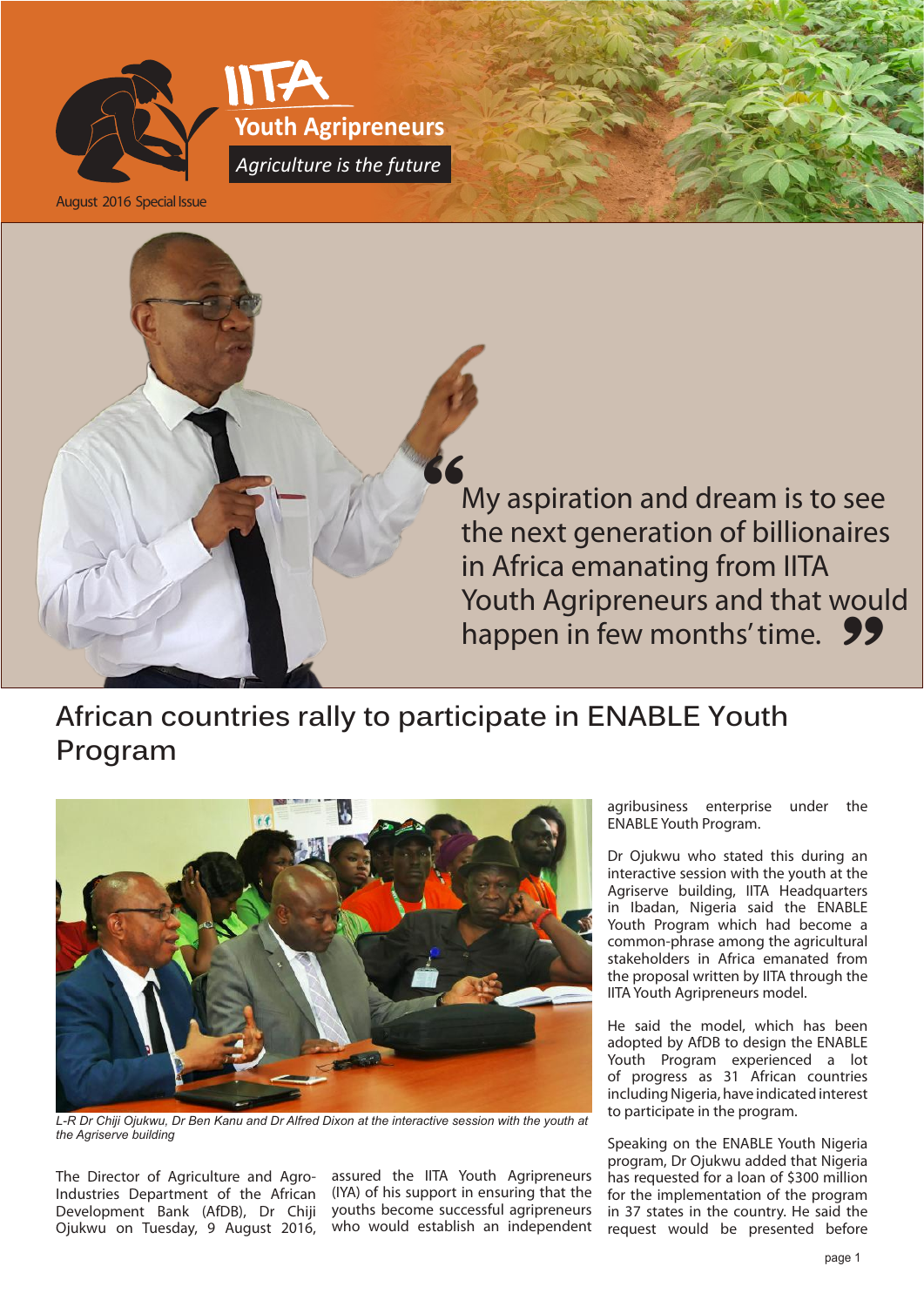IITA

Youth Agripreneurs

*Agriculture is the future*

August 2016 Special Issue

> My aspiration and dream is to see the next generation of billionaires in Africa emanating from IITA Youth Agripreneurs and that would happen in few months' time.

# African countries rally to participate in ENABLE Youth Program

*L-R Dr Chiji Ojukwu, Dr Ben Kanu and Dr Alfred Dixon at the interactive session with the youth at the Agriserve building*

The Director of Agriculture and Agro-Industries Department of the African Development Bank (AfDB), Dr Chiji Ojukwu on Tuesday, 9 August 2016, assured the IITA Youth Agripreneurs (IYA) of his support in ensuring that the youths become successful agripreneurs who would establish an independent agribusiness enterprise under the ENABLE Youth Program.

Dr Ojukwu who stated this during an interactive session with the youth at the Agriserve building, IITA Headquarters in Ibadan, Nigeria said the ENABLE Youth Program which had become a common-phrase among the agricultural stakeholders in Africa emanated from the proposal written by IITA through the IITA Youth Agripreneurs model.

He said the model, which has been adopted by AfDB to design the ENABLE Youth Program experienced a lot of progress as 31 African countries including Nigeria, have indicated interest to participate in the program.

Speaking on the ENABLE Youth Nigeria program, Dr Ojukwu added that Nigeria has requested for a loan of $300 million for the implementation of the program in 37 states in the country. He said the request would be presented before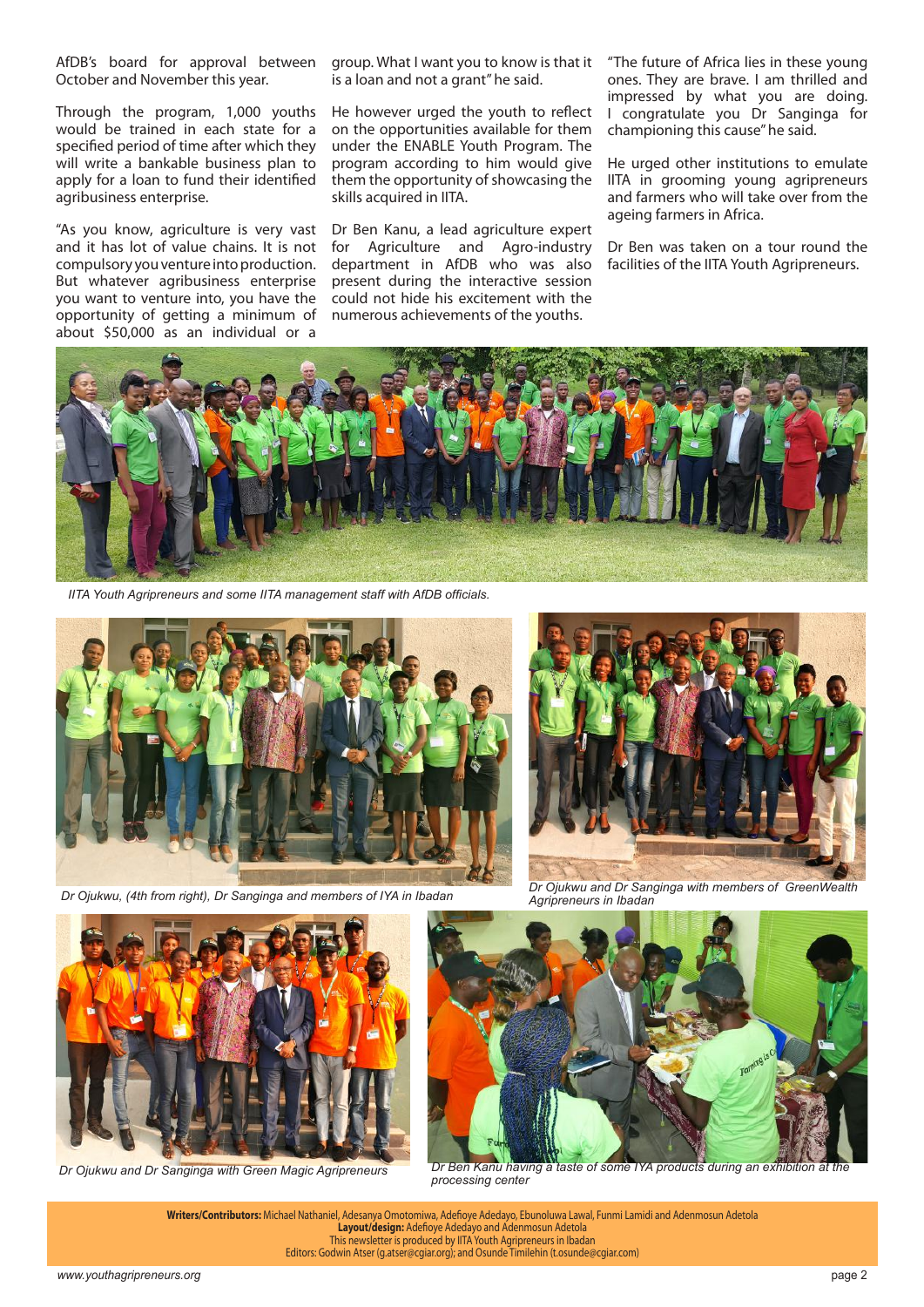AfDB's board for approval between October and November this year.

Through the program, 1,000 youths would be trained in each state for a specified period of time after which they will write a bankable business plan to apply for a loan to fund their identified agribusiness enterprise.

"As you know, agriculture is very vast and it has lot of value chains. It is not compulsory you venture into production. But whatever agribusiness enterprise you want to venture into, you have the opportunity of getting a minimum of about $50,000 as an individual or a group. What I want you to know is that it is a loan and not a grant" he said.

He however urged the youth to reflect on the opportunities available for them under the ENABLE Youth Program. The program according to him would give them the opportunity of showcasing the skills acquired in IITA.

Dr Ben Kanu, a lead agriculture expert for Agriculture and Agro-industry department in AfDB who was also present during the interactive session could not hide his excitement with the numerous achievements of the youths.

"The future of Africa lies in these young ones. They are brave. I am thrilled and impressed by what you are doing. I congratulate you Dr Sanginga for championing this cause" he said.

He urged other institutions to emulate IITA in grooming young agripreneurs and farmers who will take over from the ageing farmers in Africa.

Dr Ben was taken on a tour round the facilities of the IITA Youth Agripreneurs.

*IITA Youth Agripreneurs and some IITA management staff with AfDB officials.*

*Dr Ojukwu, (4th from right), Dr Sanginga and members of IYA in Ibadan*

*Dr Ojukwu and Dr Sanginga with members of GreenWealth Agripreneurs in Ibadan*

*Dr Ojukwu and Dr Sanginga with Green Magic Agripreneurs*

*Dr Ben Kanu having a taste of some IYA products during an exhibition at the processing center*

**Writers/Contributors:** Michael Nathaniel, Adesanya Omotomiwa, Adefioye Adedayo, Ebunoluwa Lawal, Funmi Lamidi and Adenmosun Adetola
**Layout/design:** Adefioye Adedayo and Adenmosun Adetola
This newsletter is produced by IITA Youth Agripreneurs in Ibadan
Editors: Godwin Atser (g.atser@cgiar.org); and Osunde Timilehin (t.osunde@cgiar.com)

www.youthagripreneurs.org